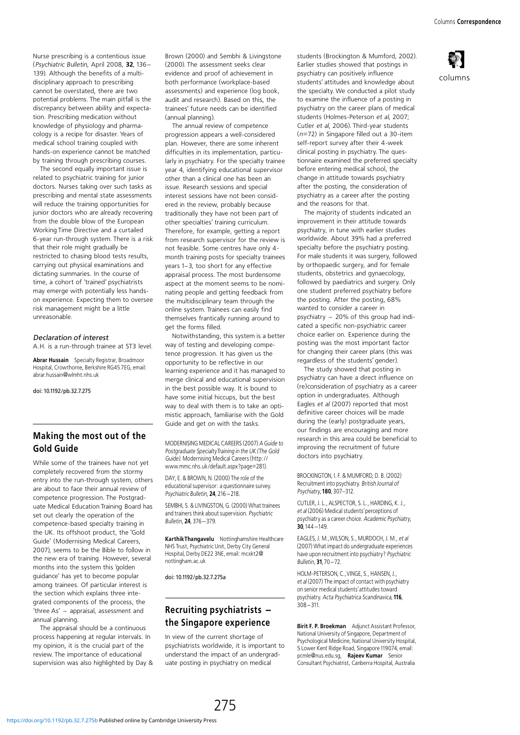Nurse prescribing is a contentious issue (*Psychiatric Bulletin*, April 2008, **32**, 136–139). Although the benefits of a multidisciplinary approach to prescribing cannot be overstated, there are two potential problems. The main pitfall is the discrepancy between ability and expectation. Prescribing medication without knowledge of physiology and pharmacology is a recipe for disaster. Years of medical school training coupled with hands-on experience cannot be matched by training through prescribing courses.

The second equally important issue is related to psychiatric training for junior doctors. Nurses taking over such tasks as prescribing and mental state assessments will reduce the training opportunities for junior doctors who are already recovering from the double blow of the European Working Time Directive and a curtailed 6-year run-through system. There is a risk that their role might gradually be restricted to chasing blood tests results, carrying out physical examinations and dictating summaries. In the course of time, a cohort of 'trained' psychiatrists may emerge with potentially less hands-on experience. Expecting them to oversee risk management might be a little unreasonable.

*Declaration of interest*

A.H. is a run-through trainee at ST3 level.

**Abrar Hussain** Specialty Registrar, Broadmoor Hospital, Crowthorne, Berkshire RG45 7EG, email: abrar.hussain@wlmht.nhs.uk

doi: 10.1192/pb.32.7.275

## Making the most out of the Gold Guide

While some of the trainees have not yet completely recovered from the stormy entry into the run-through system, others are about to face their annual review of competence progression. The Postgraduate Medical Education Training Board has set out clearly the operation of the competence-based specialty training in the UK. Its offshoot product, the 'Gold Guide' (Modernising Medical Careers, 2007), seems to be the Bible to follow in the new era of training. However, several months into the system this 'golden guidance' has yet to become popular among trainees. Of particular interest is the section which explains three integrated components of the process, the 'three As' – appraisal, assessment and annual planning.

The appraisal should be a continuous process happening at regular intervals. In my opinion, it is the crucial part of the review. The importance of educational supervision was also highlighted by Day & Brown (2000) and Sembhi & Livingstone (2000). The assessment seeks clear evidence and proof of achievement in both performance (workplace-based assessments) and experience (log book, audit and research). Based on this, the trainees' future needs can be identified (annual planning).

The annual review of competence progression appears a well-considered plan. However, there are some inherent difficulties in its implementation, particularly in psychiatry. For the specialty trainee year 4, identifying educational supervisor other than a clinical one has been an issue. Research sessions and special interest sessions have not been considered in the review, probably because traditionally they have not been part of other specialties' training curriculum. Therefore, for example, getting a report from research supervisor for the review is not feasible. Some centres have only 4-month training posts for specialty trainees years 1–3, too short for any effective appraisal process. The most burdensome aspect at the moment seems to be nominating people and getting feedback from the multidisciplinary team through the online system. Trainees can easily find themselves frantically running around to get the forms filled.

Notwithstanding, this system is a better way of testing and developing competence progression. It has given us the opportunity to be reflective in our learning experience and it has managed to merge clinical and educational supervision in the best possible way. It is bound to have some initial hiccups, but the best way to deal with them is to take an optimistic approach, familiarise with the Gold Guide and get on with the tasks.

MODERNISING MEDICAL CAREERS (2007) *A Guide to Postgraduate Specialty Training in the UK (The Gold Guide).* Modernising Medical Careers (http://www.mmc.nhs.uk/default.aspx?page=281).

DAY, E. & BROWN, N. (2000) The role of the educational supervisor: a questionnaire survey. *Psychiatric Bulletin*, **24**, 216–218.

SEMBHI, S. & LIVINGSTON, G. (2000) What trainees and trainers think about supervision. *Psychiatric Bulletin*, **24**, 376–379.

**Karthik Thangavelu** Nottinghamshire Healthcare NHS Trust, Psychiatric Unit, Derby City General Hospital, Derby DE22 3NE, email: mcxkt2@nottingham.ac.uk

doi: 10.1192/pb.32.7.275a

## Recruiting psychiatrists – the Singapore experience

In view of the current shortage of psychiatrists worldwide, it is important to understand the impact of an undergraduate posting in psychiatry on medical students (Brockington & Mumford, 2002). Earlier studies showed that postings in psychiatry can positively influence students' attitudes and knowledge about the specialty. We conducted a pilot study to examine the influence of a posting in psychiatry on the career plans of medical students (Holmes-Peterson *et al*, 2007; Cutler *et al*, 2006). Third-year students ($n$=72) in Singapore filled out a 30-item self-report survey after their 4-week clinical posting in psychiatry. The questionnaire examined the preferred specialty before entering medical school, the change in attitude towards psychiatry after the posting, the consideration of psychiatry as a career after the posting and the reasons for that.

The majority of students indicated an improvement in their attitude towards psychiatry, in tune with earlier studies worldwide. About 39% had a preferred specialty before the psychiatry posting. For male students it was surgery, followed by orthopaedic surgery, and for female students, obstetrics and gynaecology, followed by paediatrics and surgery. Only one student preferred psychiatry before the posting. After the posting, 68% wanted to consider a career in psychiatry – 20% of this group had indicated a specific non-psychiatric career choice earlier on. Experience during the posting was the most important factor for changing their career plans (this was regardless of the students' gender).

The study showed that posting in psychiatry can have a direct influence on (re)consideration of psychiatry as a career option in undergraduates. Although Eagles *et al* (2007) reported that most definitive career choices will be made during the (early) postgraduate years, our findings are encouraging and more research in this area could be beneficial to improving the recruitment of future doctors into psychiatry.

BROCKINGTON, I. F. & MUMFORD, D. B. (2002) Recruitment into psychiatry. *British Journal of Psychiatry*, **180**, 307–312.

CUTLER, J. L., ALSPECTOR, S. L., HARDING, K. J., *et al* (2006) Medical students' perceptions of psychiatry as a career choice. *Academic Psychiatry*, **30**, 144–149.

EAGLES, J. M., WILSON, S., MURDOCH, J. M., *et al* (2007) What impact do undergraduate experiences have upon recruitment into psychiatry? *Psychiatric Bulletin*, **31**, 70–72.

HOLM-PETERSON, C., VINGE, S., HANSEN, J., *et al* (2007) The impact of contact with psychiatry on senior medical students' attitudes toward psychiatry. *Acta Psychiatrica Scandinavica*, **116**, 308–311.

**Birit F. P. Broekman** Adjunct Assistant Professor, National University of Singapore, Department of Psychological Medicine, National University Hospital, 5 Lower Kent Ridge Road, Singapore 119074, email: pcmle@nus.edu.sg, **Rajeev Kumar** Senior Consultant Psychiatrist, Canberra Hospital, Australia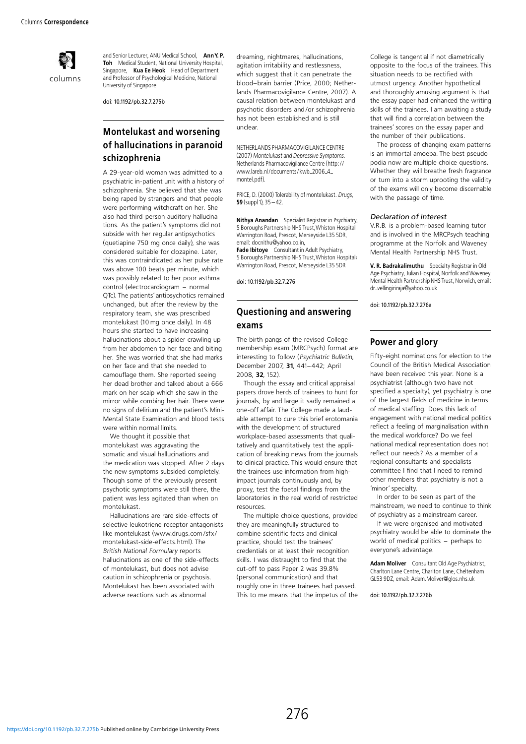and Senior Lecturer, ANU Medical School, **Ann Y. P. Toh** Medical Student, National University Hospital, Singapore, **Kua Ee Heok** Head of Department and Professor of Psychological Medicine, National University of Singapore

doi: 10.1192/pb.32.7.275b

## Montelukast and worsening of hallucinations in paranoid schizophrenia

A 29-year-old woman was admitted to a psychiatric in-patient unit with a history of schizophrenia. She believed that she was being raped by strangers and that people were performing witchcraft on her. She also had third-person auditory hallucinations. As the patient's symptoms did not subside with her regular antipsychotics (quetiapine 750 mg once daily), she was considered suitable for clozapine. Later, this was contraindicated as her pulse rate was above 100 beats per minute, which was possibly related to her poor asthma control (electrocardiogram – normal QTc). The patients' antipsychotics remained unchanged, but after the review by the respiratory team, she was prescribed montelukast (10 mg once daily). In 48 hours she started to have increasing hallucinations about a spider crawling up from her abdomen to her face and biting her. She was worried that she had marks on her face and that she needed to camouflage them. She reported seeing her dead brother and talked about a 666 mark on her scalp which she saw in the mirror while combing her hair. There were no signs of delirium and the patient's Mini-Mental State Examination and blood tests were within normal limits.

We thought it possible that montelukast was aggravating the somatic and visual hallucinations and the medication was stopped. After 2 days the new symptoms subsided completely. Though some of the previously present psychotic symptoms were still there, the patient was less agitated than when on montelukast.

Hallucinations are rare side-effects of selective leukotriene receptor antagonists like montelukast (www.drugs.com/sfx/montelukast-side-effects.html). The *British National Formulary* reports hallucinations as one of the side-effects of montelukast, but does not advise caution in schizophrenia or psychosis. Montelukast has been associated with adverse reactions such as abnormal dreaming, nightmares, hallucinations, agitation irritability and restlessness, which suggest that it can penetrate the blood–brain barrier (Price, 2000; Netherlands Pharmacovigilance Centre, 2007). A causal relation between montelukast and psychotic disorders and/or schizophrenia has not been established and is still unclear.

NETHERLANDS PHARMACOVIGILANCE CENTRE (2007) *Montelukast and Depressive Symptoms*. Netherlands Pharmacovigilance Centre (http://www.lareb.nl/documents/kwb_2006_4_montel.pdf).

PRICE, D. (2000) Tolerability of montelukast. *Drugs*, **59** (suppl 1), 35–42.

**Nithya Anandan** Specialist Registrar in Psychiatry, 5 Boroughs Partnership NHS Trust, Whiston Hospital Warrington Road, Prescot, Merseyside L35 5DR, email: docnithu@yahoo.co.in,
**Fade Ibitoye** Consultant in Adult Psychiatry, 5 Boroughs Partnership NHS Trust, Whiston Hospital Warrington Road, Prescot, Merseyside L35 5DR

doi: 10.1192/pb.32.7.276

## Questioning and answering exams

The birth pangs of the revised College membership exam (MRCPsych) format are interesting to follow (*Psychiatric Bulletin*, December 2007, **31**, 441–442; April 2008, **32**, 152).

Though the essay and critical appraisal papers drove herds of trainees to hunt for journals, by and large it sadly remained a one-off affair. The College made a laudable attempt to cure this brief erotomania with the development of structured workplace-based assessments that qualitatively and quantitatively test the application of breaking news from the journals to clinical practice. This would ensure that the trainees use information from high-impact journals continuously and, by proxy, test the foetal findings from the laboratories in the real world of restricted resources.

The multiple choice questions, provided they are meaningfully structured to combine scientific facts and clinical practice, should test the trainees' credentials or at least their recognition skills. I was distraught to find that the cut-off to pass Paper 2 was 39.8% (personal communication) and that roughly one in three trainees had passed. This to me means that the impetus of the College is tangential if not diametrically opposite to the focus of the trainees. This situation needs to be rectified with utmost urgency. Another hypothetical and thoroughly amusing argument is that the essay paper had enhanced the writing skills of the trainees. I am awaiting a study that will find a correlation between the trainees' scores on the essay paper and the number of their publications.

The process of changing exam patterns is an immortal amoeba. The best pseudopodia now are multiple choice questions. Whether they will breathe fresh fragrance or turn into a storm uprooting the validity of the exams will only become discernable with the passage of time.

### Declaration of interest

V.R.B. is a problem-based learning tutor and is involved in the MRCPsych teaching programme at the Norfolk and Waveney Mental Health Partnership NHS Trust.

**V. R. Badrakalimuthu** Specialty Registrar in Old Age Psychiatry, Julian Hospital, Norfolk and Waveney Mental Health Partnership NHS Trust, Norwich, email: dr_vellingiriraja@yahoo.co.uk

doi: 10.1192/pb.32.7.276a

## Power and glory

Fifty-eight nominations for election to the Council of the British Medical Association have been received this year. None is a psychiatrist (although two have not specified a specialty), yet psychiatry is one of the largest fields of medicine in terms of medical staffing. Does this lack of engagement with national medical politics reflect a feeling of marginalisation within the medical workforce? Do we feel national medical representation does not reflect our needs? As a member of a regional consultants and specialists committee I find that I need to remind other members that psychiatry is not a 'minor' specialty.

In order to be seen as part of the mainstream, we need to continue to think of psychiatry as a mainstream career.

If we were organised and motivated psychiatry would be able to dominate the world of medical politics – perhaps to everyone's advantage.

**Adam Moliver** Consultant Old Age Psychiatrist, Charlton Lane Centre, Charlton Lane, Cheltenham GL53 9DZ, email: Adam.Moliver@glos.nhs.uk

doi: 10.1192/pb.32.7.276b